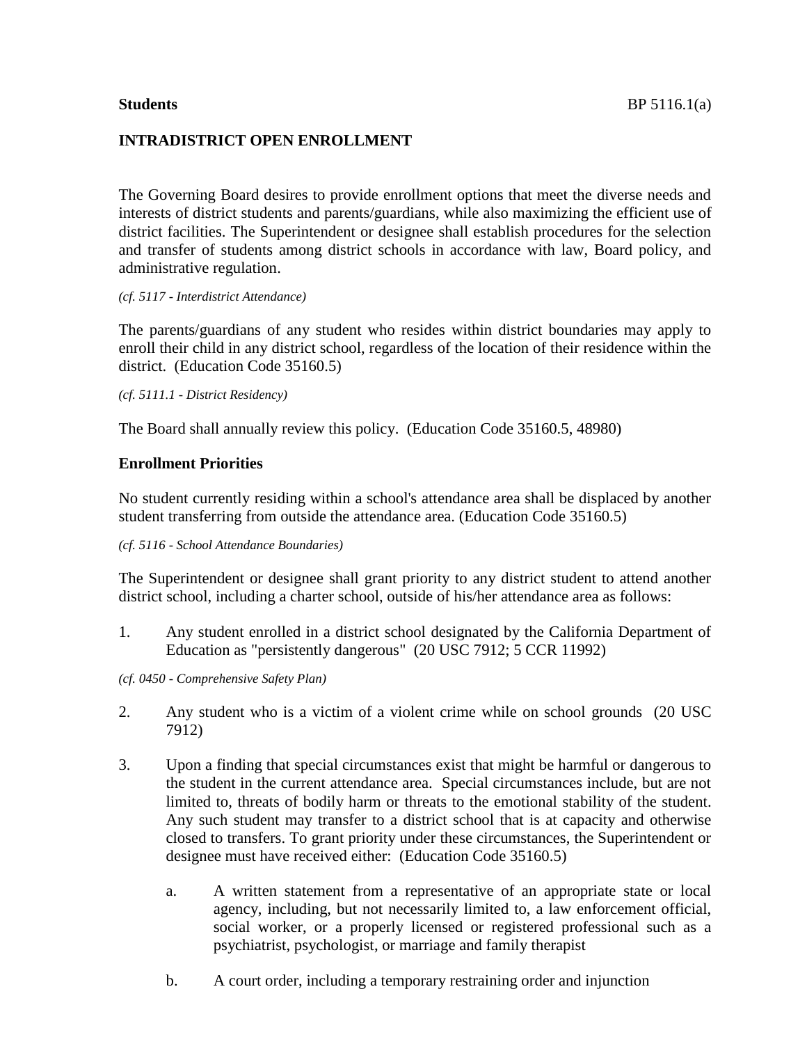**Students** BP 5116.1(a)

# INTRADISTRICT OPEN ENROLLMENT

The Governing Board desires to provide enrollment options that meet the diverse needs and interests of district students and parents/guardians, while also maximizing the efficient use of district facilities. The Superintendent or designee shall establish procedures for the selection and transfer of students among district schools in accordance with law, Board policy, and administrative regulation.

*(cf. 5117 - Interdistrict Attendance)*

The parents/guardians of any student who resides within district boundaries may apply to enroll their child in any district school, regardless of the location of their residence within the district. (Education Code 35160.5)

*(cf. 5111.1 - District Residency)*

The Board shall annually review this policy. (Education Code 35160.5, 48980)

## Enrollment Priorities

No student currently residing within a school's attendance area shall be displaced by another student transferring from outside the attendance area. (Education Code 35160.5)

*(cf. 5116 - School Attendance Boundaries)*

The Superintendent or designee shall grant priority to any district student to attend another district school, including a charter school, outside of his/her attendance area as follows:

1. Any student enrolled in a district school designated by the California Department of Education as "persistently dangerous" (20 USC 7912; 5 CCR 11992)

*(cf. 0450 - Comprehensive Safety Plan)*

2. Any student who is a victim of a violent crime while on school grounds (20 USC 7912)

3. Upon a finding that special circumstances exist that might be harmful or dangerous to the student in the current attendance area. Special circumstances include, but are not limited to, threats of bodily harm or threats to the emotional stability of the student. Any such student may transfer to a district school that is at capacity and otherwise closed to transfers. To grant priority under these circumstances, the Superintendent or designee must have received either: (Education Code 35160.5)

   a. A written statement from a representative of an appropriate state or local agency, including, but not necessarily limited to, a law enforcement official, social worker, or a properly licensed or registered professional such as a psychiatrist, psychologist, or marriage and family therapist

   b. A court order, including a temporary restraining order and injunction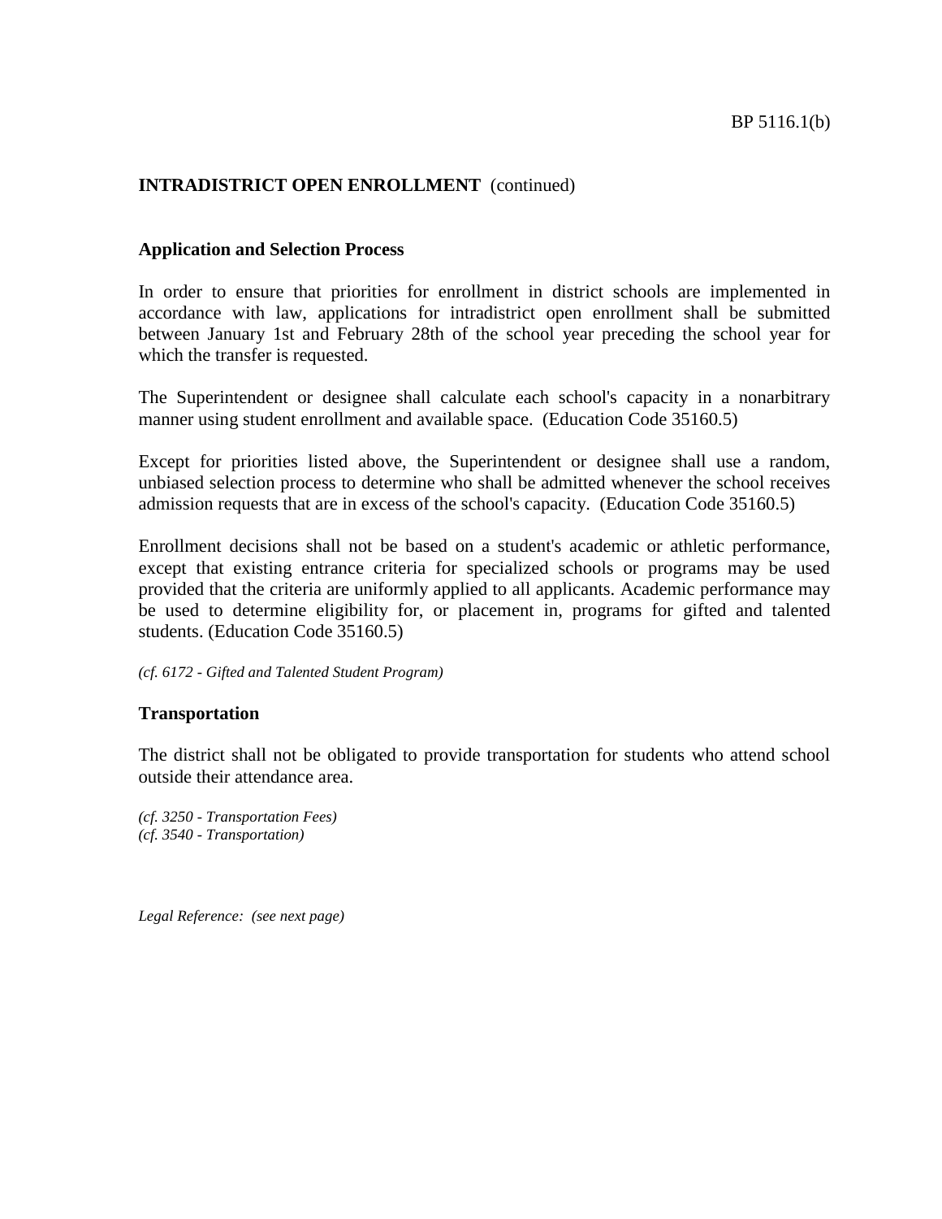**INTRADISTRICT OPEN ENROLLMENT** (continued)

### Application and Selection Process

In order to ensure that priorities for enrollment in district schools are implemented in accordance with law, applications for intradistrict open enrollment shall be submitted between January 1st and February 28th of the school year preceding the school year for which the transfer is requested.

The Superintendent or designee shall calculate each school's capacity in a nonarbitrary manner using student enrollment and available space. (Education Code 35160.5)

Except for priorities listed above, the Superintendent or designee shall use a random, unbiased selection process to determine who shall be admitted whenever the school receives admission requests that are in excess of the school's capacity. (Education Code 35160.5)

Enrollment decisions shall not be based on a student's academic or athletic performance, except that existing entrance criteria for specialized schools or programs may be used provided that the criteria are uniformly applied to all applicants. Academic performance may be used to determine eligibility for, or placement in, programs for gifted and talented students. (Education Code 35160.5)

*(cf. 6172 - Gifted and Talented Student Program)*

### Transportation

The district shall not be obligated to provide transportation for students who attend school outside their attendance area.

*(cf. 3250 - Transportation Fees)*
*(cf. 3540 - Transportation)*

*Legal Reference: (see next page)*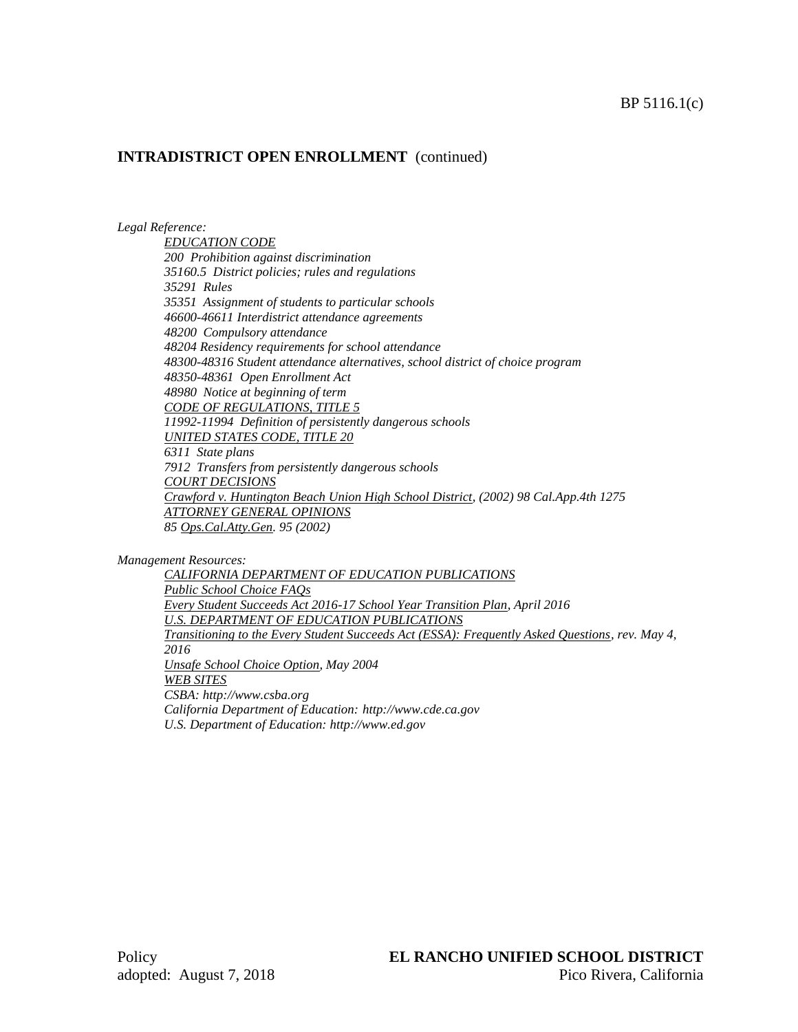## INTRADISTRICT OPEN ENROLLMENT (continued)

*Legal Reference:*

*EDUCATION CODE*
*200 Prohibition against discrimination*
*35160.5 District policies; rules and regulations*
*35291 Rules*
*35351 Assignment of students to particular schools*
*46600-46611 Interdistrict attendance agreements*
*48200 Compulsory attendance*
*48204 Residency requirements for school attendance*
*48300-48316 Student attendance alternatives, school district of choice program*
*48350-48361 Open Enrollment Act*
*48980 Notice at beginning of term*
*CODE OF REGULATIONS, TITLE 5*
*11992-11994 Definition of persistently dangerous schools*
*UNITED STATES CODE, TITLE 20*
*6311 State plans*
*7912 Transfers from persistently dangerous schools*
*COURT DECISIONS*
*Crawford v. Huntington Beach Union High School District, (2002) 98 Cal.App.4th 1275*
*ATTORNEY GENERAL OPINIONS*
*85 Ops.Cal.Atty.Gen. 95 (2002)*

*Management Resources:*

*CALIFORNIA DEPARTMENT OF EDUCATION PUBLICATIONS*
*Public School Choice FAQs*
*Every Student Succeeds Act 2016-17 School Year Transition Plan, April 2016*
*U.S. DEPARTMENT OF EDUCATION PUBLICATIONS*
*Transitioning to the Every Student Succeeds Act (ESSA): Frequently Asked Questions, rev. May 4, 2016*
*Unsafe School Choice Option, May 2004*
*WEB SITES*
*CSBA: http://www.csba.org*
*California Department of Education: http://www.cde.ca.gov*
*U.S. Department of Education: http://www.ed.gov*

Policy
adopted: August 7, 2018

**EL RANCHO UNIFIED SCHOOL DISTRICT**
Pico Rivera, California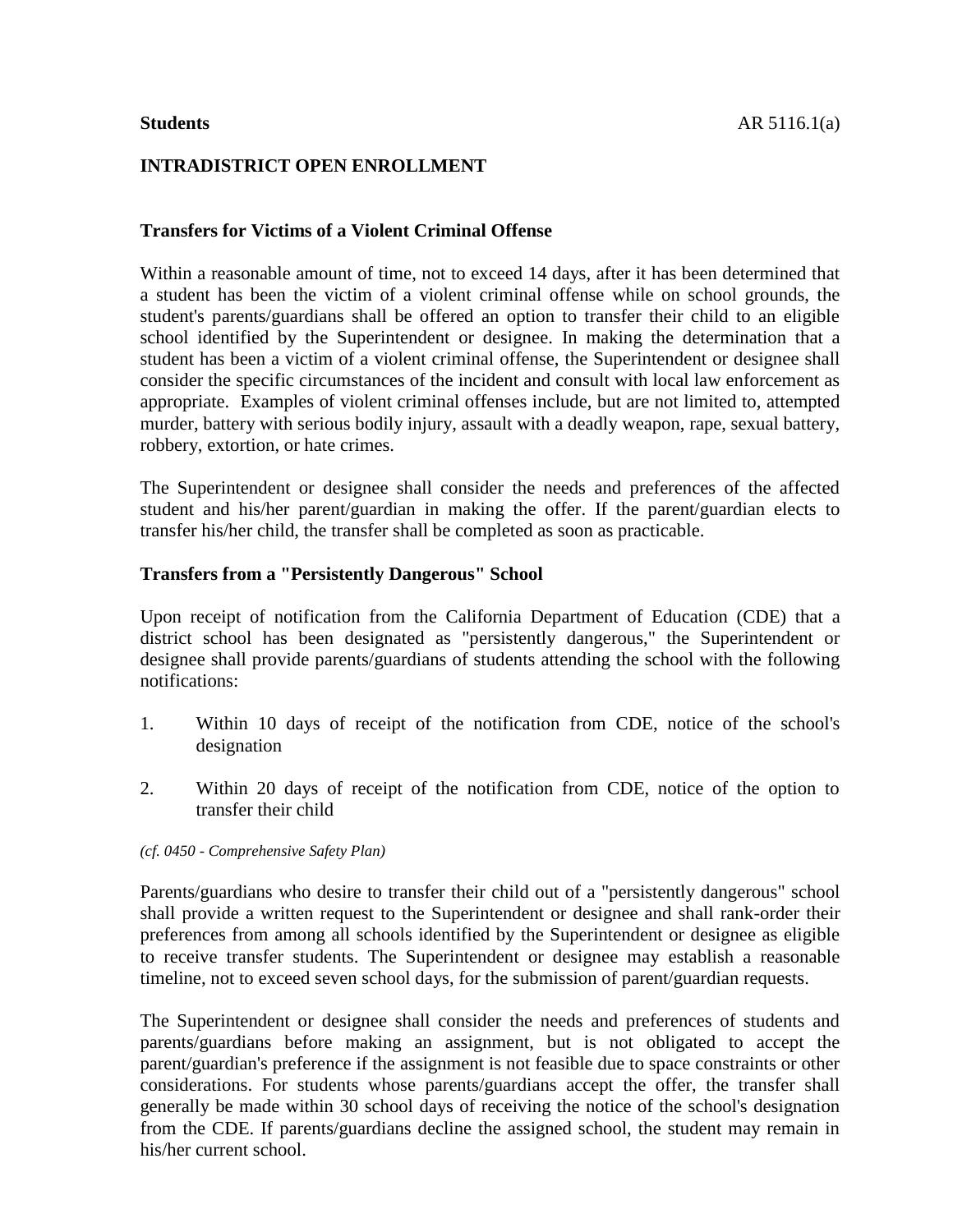## INTRADISTRICT OPEN ENROLLMENT

### Transfers for Victims of a Violent Criminal Offense

Within a reasonable amount of time, not to exceed 14 days, after it has been determined that a student has been the victim of a violent criminal offense while on school grounds, the student's parents/guardians shall be offered an option to transfer their child to an eligible school identified by the Superintendent or designee. In making the determination that a student has been a victim of a violent criminal offense, the Superintendent or designee shall consider the specific circumstances of the incident and consult with local law enforcement as appropriate. Examples of violent criminal offenses include, but are not limited to, attempted murder, battery with serious bodily injury, assault with a deadly weapon, rape, sexual battery, robbery, extortion, or hate crimes.

The Superintendent or designee shall consider the needs and preferences of the affected student and his/her parent/guardian in making the offer. If the parent/guardian elects to transfer his/her child, the transfer shall be completed as soon as practicable.

### Transfers from a "Persistently Dangerous" School

Upon receipt of notification from the California Department of Education (CDE) that a district school has been designated as "persistently dangerous," the Superintendent or designee shall provide parents/guardians of students attending the school with the following notifications:

1. Within 10 days of receipt of the notification from CDE, notice of the school's designation

2. Within 20 days of receipt of the notification from CDE, notice of the option to transfer their child

*(cf. 0450 - Comprehensive Safety Plan)*

Parents/guardians who desire to transfer their child out of a "persistently dangerous" school shall provide a written request to the Superintendent or designee and shall rank-order their preferences from among all schools identified by the Superintendent or designee as eligible to receive transfer students. The Superintendent or designee may establish a reasonable timeline, not to exceed seven school days, for the submission of parent/guardian requests.

The Superintendent or designee shall consider the needs and preferences of students and parents/guardians before making an assignment, but is not obligated to accept the parent/guardian's preference if the assignment is not feasible due to space constraints or other considerations. For students whose parents/guardians accept the offer, the transfer shall generally be made within 30 school days of receiving the notice of the school's designation from the CDE. If parents/guardians decline the assigned school, the student may remain in his/her current school.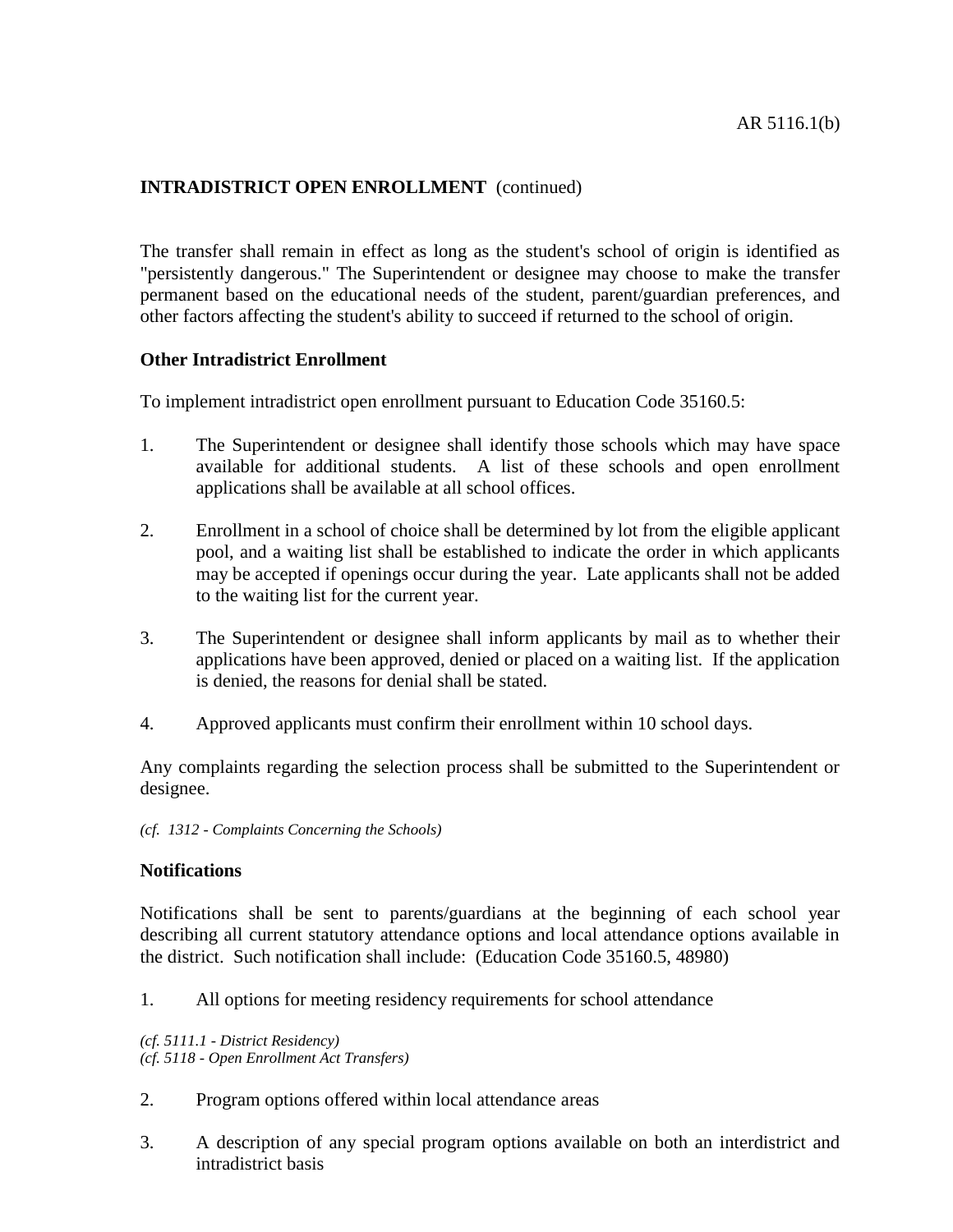**INTRADISTRICT OPEN ENROLLMENT** (continued)

The transfer shall remain in effect as long as the student's school of origin is identified as "persistently dangerous." The Superintendent or designee may choose to make the transfer permanent based on the educational needs of the student, parent/guardian preferences, and other factors affecting the student's ability to succeed if returned to the school of origin.

**Other Intradistrict Enrollment**

To implement intradistrict open enrollment pursuant to Education Code 35160.5:

1. The Superintendent or designee shall identify those schools which may have space available for additional students. A list of these schools and open enrollment applications shall be available at all school offices.

2. Enrollment in a school of choice shall be determined by lot from the eligible applicant pool, and a waiting list shall be established to indicate the order in which applicants may be accepted if openings occur during the year. Late applicants shall not be added to the waiting list for the current year.

3. The Superintendent or designee shall inform applicants by mail as to whether their applications have been approved, denied or placed on a waiting list. If the application is denied, the reasons for denial shall be stated.

4. Approved applicants must confirm their enrollment within 10 school days.

Any complaints regarding the selection process shall be submitted to the Superintendent or designee.

*(cf. 1312 - Complaints Concerning the Schools)*

**Notifications**

Notifications shall be sent to parents/guardians at the beginning of each school year describing all current statutory attendance options and local attendance options available in the district. Such notification shall include: (Education Code 35160.5, 48980)

1. All options for meeting residency requirements for school attendance

*(cf. 5111.1 - District Residency)*
*(cf. 5118 - Open Enrollment Act Transfers)*

2. Program options offered within local attendance areas

3. A description of any special program options available on both an interdistrict and intradistrict basis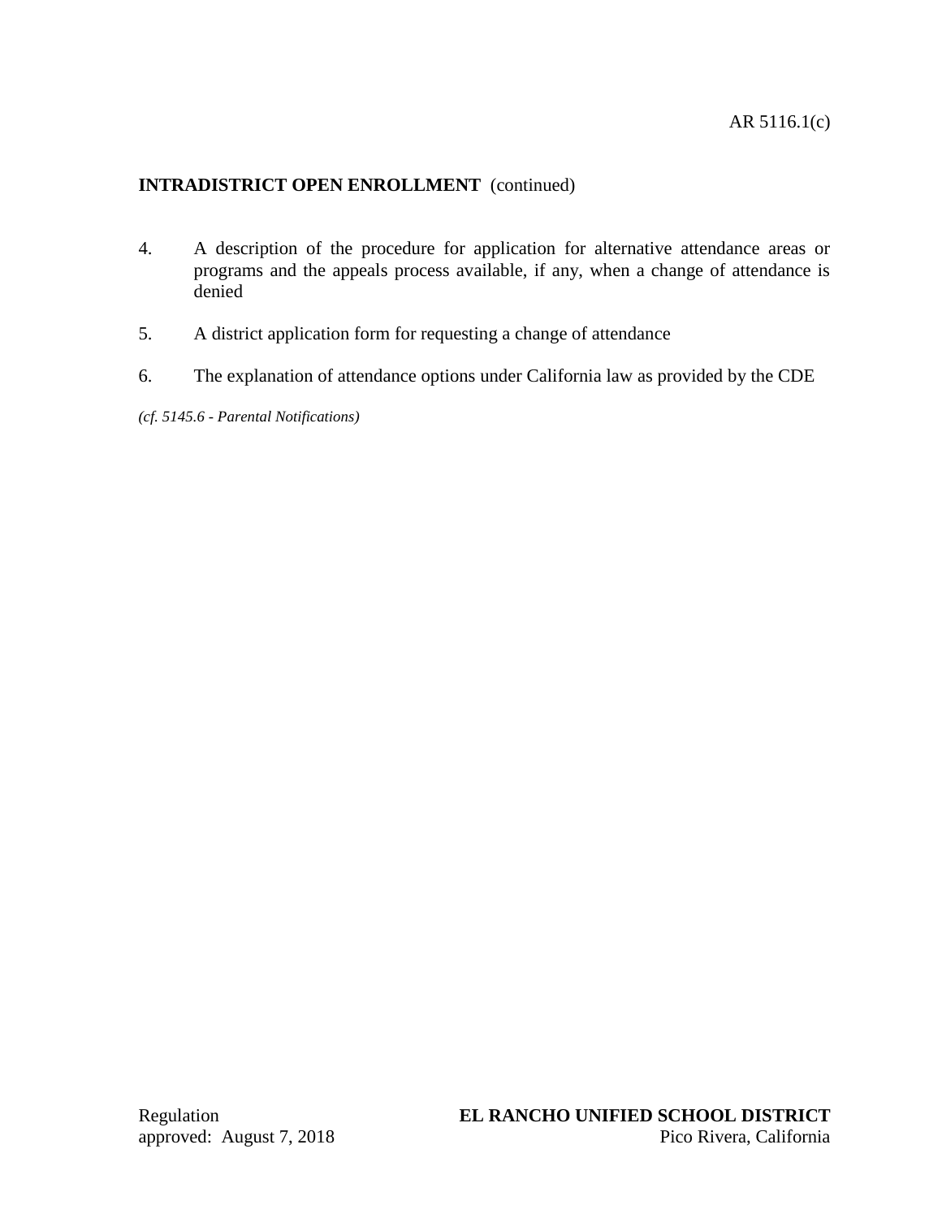**INTRADISTRICT OPEN ENROLLMENT** (continued)

4. A description of the procedure for application for alternative attendance areas or programs and the appeals process available, if any, when a change of attendance is denied

5. A district application form for requesting a change of attendance

6. The explanation of attendance options under California law as provided by the CDE

*(cf. 5145.6 - Parental Notifications)*

Regulation
approved: August 7, 2018

**EL RANCHO UNIFIED SCHOOL DISTRICT**
Pico Rivera, California